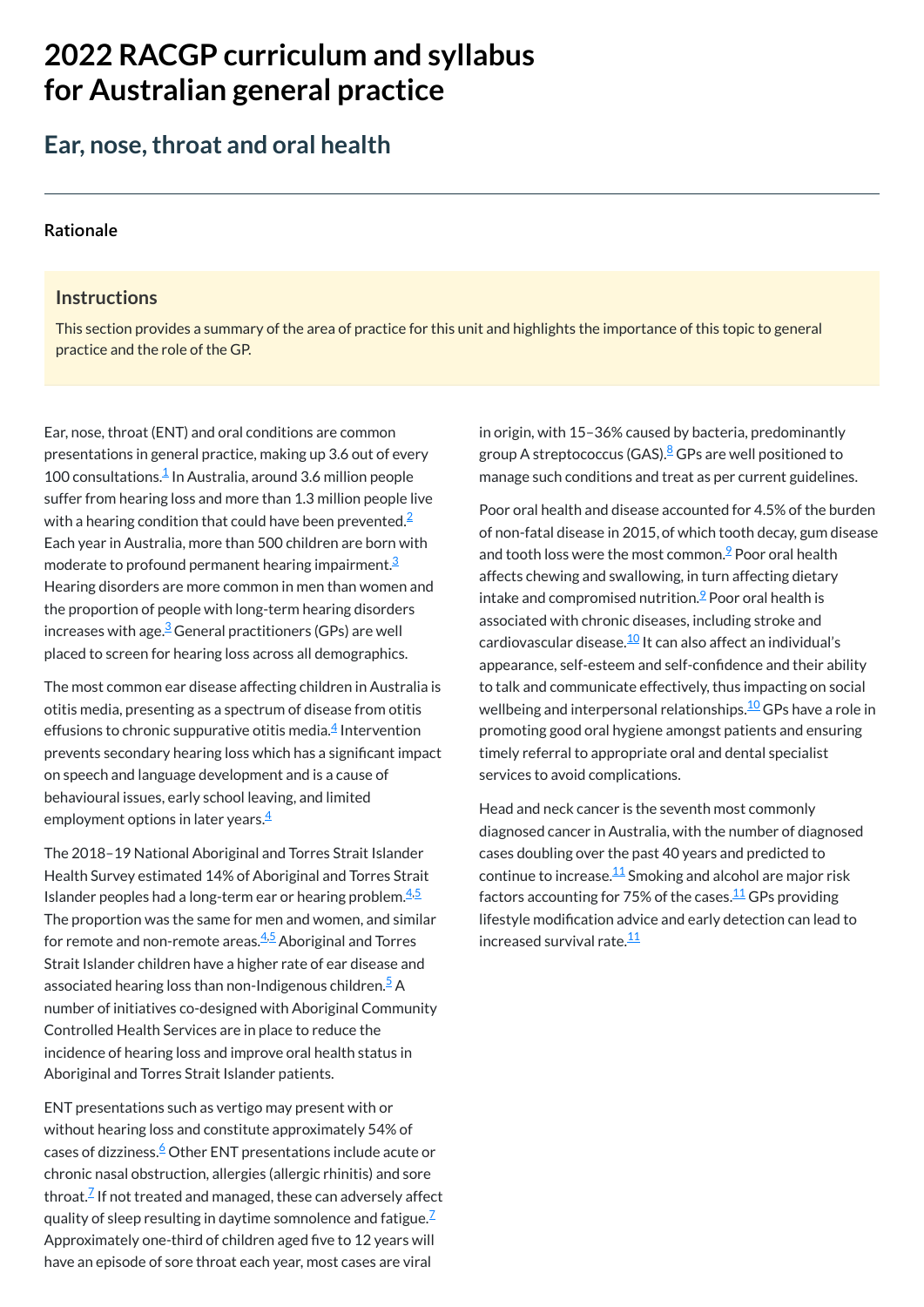# 2022 RACGP curriculum and syllabus for Australian general practice

## Ear, nose, throat and oral health

### Rationale

#### Instructions

This section provides a summary of the area of practice for this unit and highlights the importance of this topic to general practice and the role of the GP.

Ear, nose, throat (ENT) and oral conditions are common presentations in general practice, making up 3.6 out of every 100 consultations.[1] In Australia, around 3.6 million people suffer from hearing loss and more than 1.3 million people live with a hearing condition that could have been prevented.[2] Each year in Australia, more than 500 children are born with moderate to profound permanent hearing impairment.[3] Hearing disorders are more common in men than women and the proportion of people with long-term hearing disorders increases with age.[3] General practitioners (GPs) are well placed to screen for hearing loss across all demographics.

The most common ear disease affecting children in Australia is otitis media, presenting as a spectrum of disease from otitis effusions to chronic suppurative otitis media.[4] Intervention prevents secondary hearing loss which has a significant impact on speech and language development and is a cause of behavioural issues, early school leaving, and limited employment options in later years.[4]

The 2018–19 National Aboriginal and Torres Strait Islander Health Survey estimated 14% of Aboriginal and Torres Strait Islander peoples had a long-term ear or hearing problem.[4,5] The proportion was the same for men and women, and similar for remote and non-remote areas.[4,5] Aboriginal and Torres Strait Islander children have a higher rate of ear disease and associated hearing loss than non-Indigenous children.[5] A number of initiatives co-designed with Aboriginal Community Controlled Health Services are in place to reduce the incidence of hearing loss and improve oral health status in Aboriginal and Torres Strait Islander patients.

ENT presentations such as vertigo may present with or without hearing loss and constitute approximately 54% of cases of dizziness.[6] Other ENT presentations include acute or chronic nasal obstruction, allergies (allergic rhinitis) and sore throat.[7] If not treated and managed, these can adversely affect quality of sleep resulting in daytime somnolence and fatigue.[7] Approximately one-third of children aged five to 12 years will have an episode of sore throat each year, most cases are viral in origin, with 15–36% caused by bacteria, predominantly group A streptococcus (GAS).[8] GPs are well positioned to manage such conditions and treat as per current guidelines.

Poor oral health and disease accounted for 4.5% of the burden of non-fatal disease in 2015, of which tooth decay, gum disease and tooth loss were the most common.[9] Poor oral health affects chewing and swallowing, in turn affecting dietary intake and compromised nutrition.[9] Poor oral health is associated with chronic diseases, including stroke and cardiovascular disease.[10] It can also affect an individual's appearance, self-esteem and self-confidence and their ability to talk and communicate effectively, thus impacting on social wellbeing and interpersonal relationships.[10] GPs have a role in promoting good oral hygiene amongst patients and ensuring timely referral to appropriate oral and dental specialist services to avoid complications.

Head and neck cancer is the seventh most commonly diagnosed cancer in Australia, with the number of diagnosed cases doubling over the past 40 years and predicted to continue to increase.[11] Smoking and alcohol are major risk factors accounting for 75% of the cases.[11] GPs providing lifestyle modification advice and early detection can lead to increased survival rate.[11]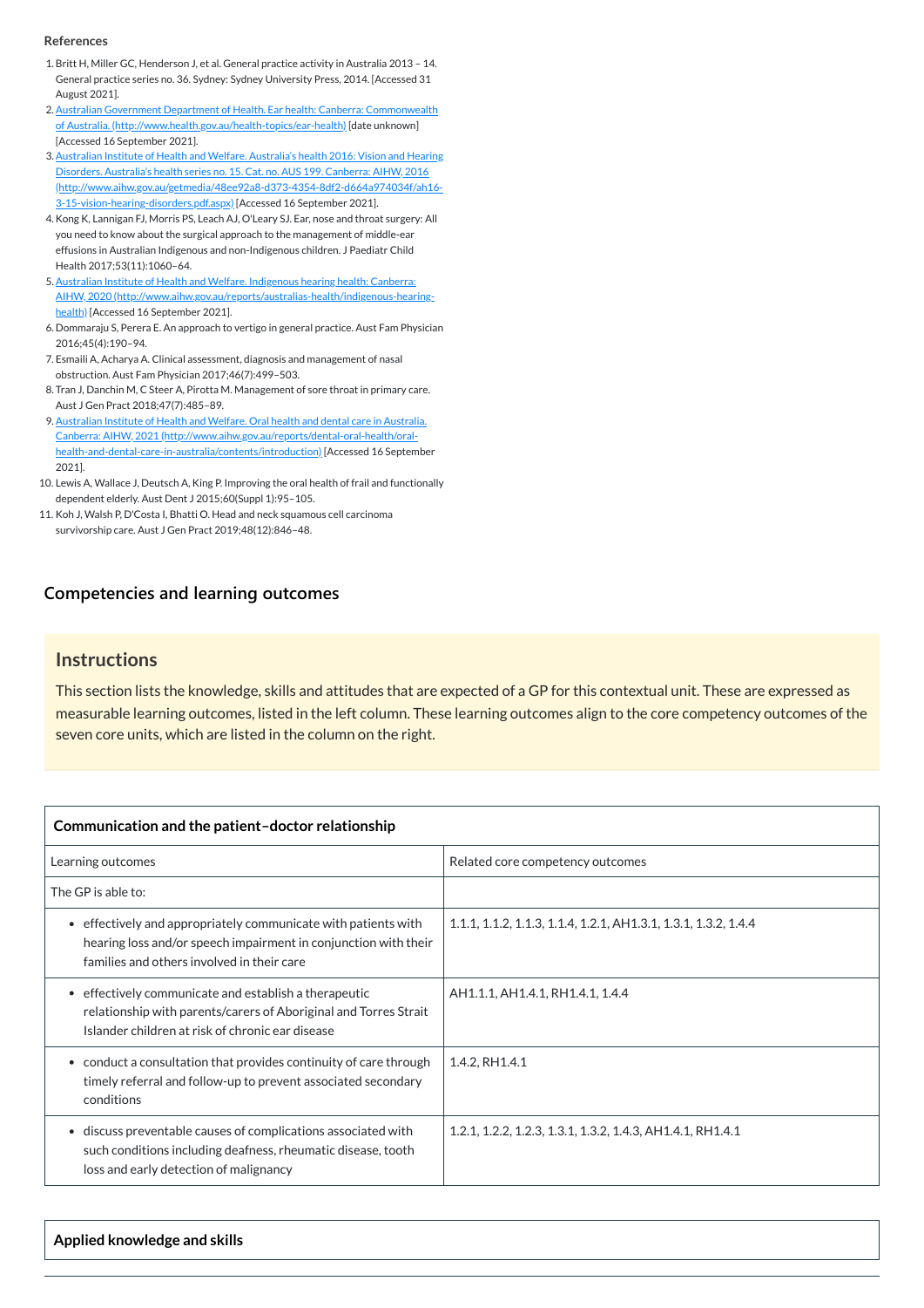**References**

1. Britt H, Miller GC, Henderson J, et al. General practice activity in Australia 2013 – 14. General practice series no. 36. Sydney: Sydney University Press, 2014. [Accessed 31 August 2021].
2. Australian Government Department of Health. Ear health: Canberra: Commonwealth of Australia. (http://www.health.gov.au/health-topics/ear-health) [date unknown] [Accessed 16 September 2021].
3. Australian Institute of Health and Welfare. Australia's health 2016: Vision and Hearing Disorders. Australia's health series no. 15. Cat. no. AUS 199. Canberra: AIHW, 2016 (http://www.aihw.gov.au/getmedia/48ee92a8-d373-4354-8df2-d664a974034f/ah16-3-15-vision-hearing-disorders.pdf.aspx) [Accessed 16 September 2021].
4. Kong K, Lannigan FJ, Morris PS, Leach AJ, O'Leary SJ. Ear, nose and throat surgery: All you need to know about the surgical approach to the management of middle-ear effusions in Australian Indigenous and non-Indigenous children. J Paediatr Child Health 2017;53(11):1060–64.
5. Australian Institute of Health and Welfare. Indigenous hearing health: Canberra: AIHW, 2020 (http://www.aihw.gov.au/reports/australias-health/indigenous-hearing-health) [Accessed 16 September 2021].
6. Dommaraju S, Perera E. An approach to vertigo in general practice. Aust Fam Physician 2016;45(4):190–94.
7. Esmaili A, Acharya A. Clinical assessment, diagnosis and management of nasal obstruction. Aust Fam Physician 2017;46(7):499–503.
8. Tran J, Danchin M, C Steer A, Pirotta M. Management of sore throat in primary care. Aust J Gen Pract 2018;47(7):485–89.
9. Australian Institute of Health and Welfare. Oral health and dental care in Australia. Canberra: AIHW, 2021 (http://www.aihw.gov.au/reports/dental-oral-health/oral-health-and-dental-care-in-australia/contents/introduction) [Accessed 16 September 2021].
10. Lewis A, Wallace J, Deutsch A, King P. Improving the oral health of frail and functionally dependent elderly. Aust Dent J 2015;60(Suppl 1):95–105.
11. Koh J, Walsh P, D'Costa I, Bhatti O. Head and neck squamous cell carcinoma survivorship care. Aust J Gen Pract 2019;48(12):846–48.

## Competencies and learning outcomes

## Instructions

This section lists the knowledge, skills and attitudes that are expected of a GP for this contextual unit. These are expressed as measurable learning outcomes, listed in the left column. These learning outcomes align to the core competency outcomes of the seven core units, which are listed in the column on the right.

| Communication and the patient–doctor relationship | |
|---|---|
| Learning outcomes | Related core competency outcomes |
| The GP is able to: | |
| • effectively and appropriately communicate with patients with hearing loss and/or speech impairment in conjunction with their families and others involved in their care | 1.1.1, 1.1.2, 1.1.3, 1.1.4, 1.2.1, AH1.3.1, 1.3.1, 1.3.2, 1.4.4 |
| • effectively communicate and establish a therapeutic relationship with parents/carers of Aboriginal and Torres Strait Islander children at risk of chronic ear disease | AH1.1.1, AH1.4.1, RH1.4.1, 1.4.4 |
| • conduct a consultation that provides continuity of care through timely referral and follow-up to prevent associated secondary conditions | 1.4.2, RH1.4.1 |
| • discuss preventable causes of complications associated with such conditions including deafness, rheumatic disease, tooth loss and early detection of malignancy | 1.2.1, 1.2.2, 1.2.3, 1.3.1, 1.3.2, 1.4.3, AH1.4.1, RH1.4.1 |

| Applied knowledge and skills |
|---|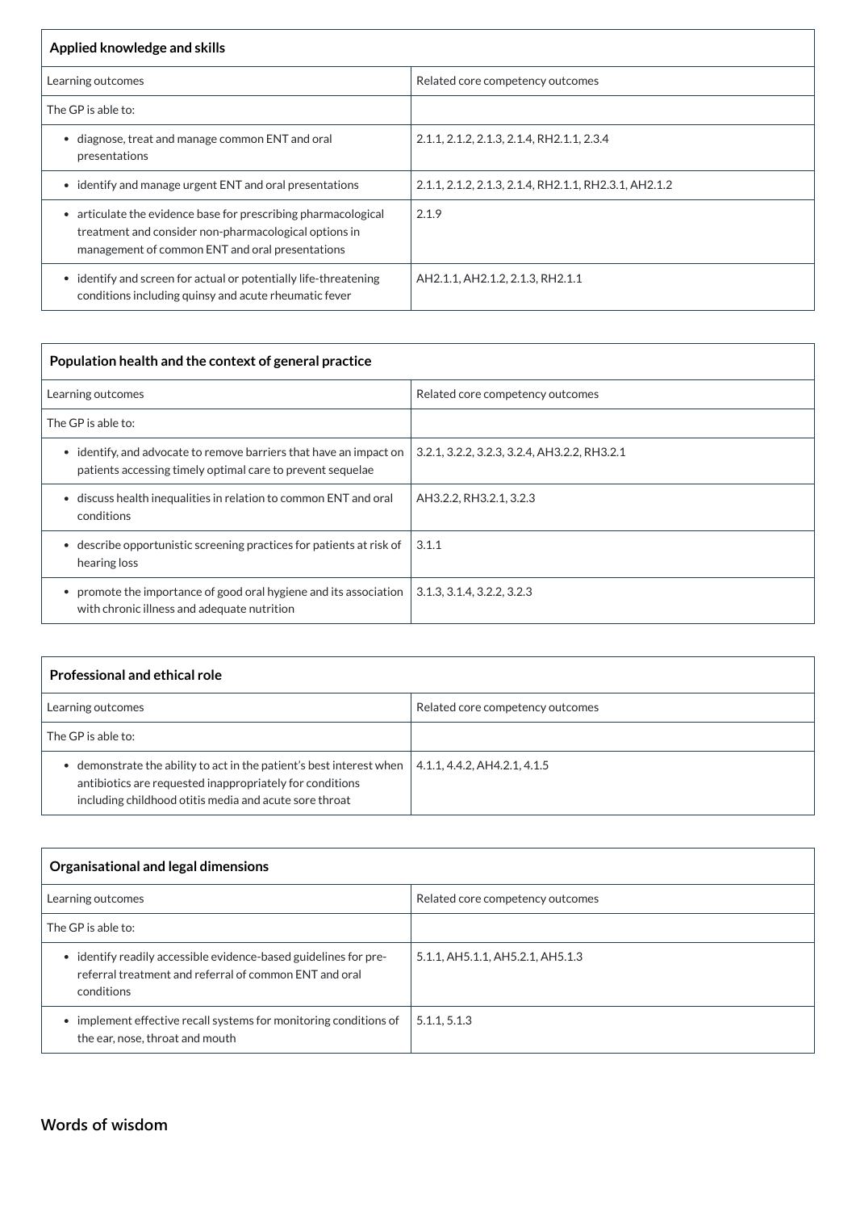| Applied knowledge and skills | |
| --- | --- |
| Learning outcomes | Related core competency outcomes |
| The GP is able to: | |
| • diagnose, treat and manage common ENT and oral presentations | 2.1.1, 2.1.2, 2.1.3, 2.1.4, RH2.1.1, 2.3.4 |
| • identify and manage urgent ENT and oral presentations | 2.1.1, 2.1.2, 2.1.3, 2.1.4, RH2.1.1, RH2.3.1, AH2.1.2 |
| • articulate the evidence base for prescribing pharmacological treatment and consider non-pharmacological options in management of common ENT and oral presentations | 2.1.9 |
| • identify and screen for actual or potentially life-threatening conditions including quinsy and acute rheumatic fever | AH2.1.1, AH2.1.2, 2.1.3, RH2.1.1 |

| Population health and the context of general practice | |
| --- | --- |
| Learning outcomes | Related core competency outcomes |
| The GP is able to: | |
| • identify, and advocate to remove barriers that have an impact on patients accessing timely optimal care to prevent sequelae | 3.2.1, 3.2.2, 3.2.3, 3.2.4, AH3.2.2, RH3.2.1 |
| • discuss health inequalities in relation to common ENT and oral conditions | AH3.2.2, RH3.2.1, 3.2.3 |
| • describe opportunistic screening practices for patients at risk of hearing loss | 3.1.1 |
| • promote the importance of good oral hygiene and its association with chronic illness and adequate nutrition | 3.1.3, 3.1.4, 3.2.2, 3.2.3 |

| Professional and ethical role | |
| --- | --- |
| Learning outcomes | Related core competency outcomes |
| The GP is able to: | |
| • demonstrate the ability to act in the patient's best interest when antibiotics are requested inappropriately for conditions including childhood otitis media and acute sore throat | 4.1.1, 4.4.2, AH4.2.1, 4.1.5 |

| Organisational and legal dimensions | |
| --- | --- |
| Learning outcomes | Related core competency outcomes |
| The GP is able to: | |
| • identify readily accessible evidence-based guidelines for pre-referral treatment and referral of common ENT and oral conditions | 5.1.1, AH5.1.1, AH5.2.1, AH5.1.3 |
| • implement effective recall systems for monitoring conditions of the ear, nose, throat and mouth | 5.1.1, 5.1.3 |

## Words of wisdom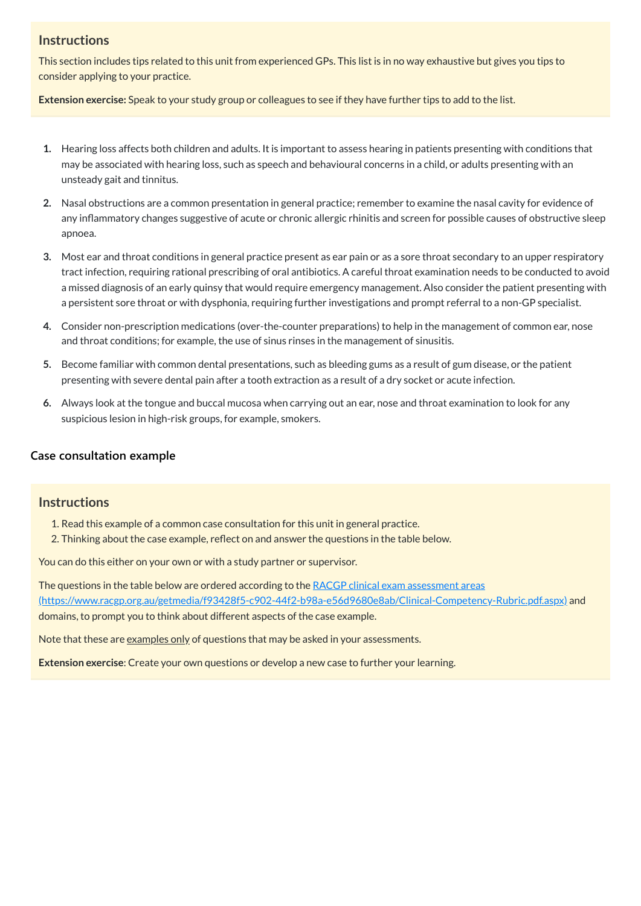### Instructions

This section includes tips related to this unit from experienced GPs. This list is in no way exhaustive but gives you tips to consider applying to your practice.

**Extension exercise:** Speak to your study group or colleagues to see if they have further tips to add to the list.

1. Hearing loss affects both children and adults. It is important to assess hearing in patients presenting with conditions that may be associated with hearing loss, such as speech and behavioural concerns in a child, or adults presenting with an unsteady gait and tinnitus.
2. Nasal obstructions are a common presentation in general practice; remember to examine the nasal cavity for evidence of any inflammatory changes suggestive of acute or chronic allergic rhinitis and screen for possible causes of obstructive sleep apnoea.
3. Most ear and throat conditions in general practice present as ear pain or as a sore throat secondary to an upper respiratory tract infection, requiring rational prescribing of oral antibiotics. A careful throat examination needs to be conducted to avoid a missed diagnosis of an early quinsy that would require emergency management. Also consider the patient presenting with a persistent sore throat or with dysphonia, requiring further investigations and prompt referral to a non-GP specialist.
4. Consider non-prescription medications (over-the-counter preparations) to help in the management of common ear, nose and throat conditions; for example, the use of sinus rinses in the management of sinusitis.
5. Become familiar with common dental presentations, such as bleeding gums as a result of gum disease, or the patient presenting with severe dental pain after a tooth extraction as a result of a dry socket or acute infection.
6. Always look at the tongue and buccal mucosa when carrying out an ear, nose and throat examination to look for any suspicious lesion in high-risk groups, for example, smokers.

## Case consultation example

### Instructions

1. Read this example of a common case consultation for this unit in general practice.
2. Thinking about the case example, reflect on and answer the questions in the table below.

You can do this either on your own or with a study partner or supervisor.

The questions in the table below are ordered according to the [RACGP clinical exam assessment areas (https://www.racgp.org.au/getmedia/f93428f5-c902-44f2-b98a-e56d9680e8ab/Clinical-Competency-Rubric.pdf.aspx)](https://www.racgp.org.au/getmedia/f93428f5-c902-44f2-b98a-e56d9680e8ab/Clinical-Competency-Rubric.pdf.aspx) and domains, to prompt you to think about different aspects of the case example.

Note that these are examples only of questions that may be asked in your assessments.

**Extension exercise**: Create your own questions or develop a new case to further your learning.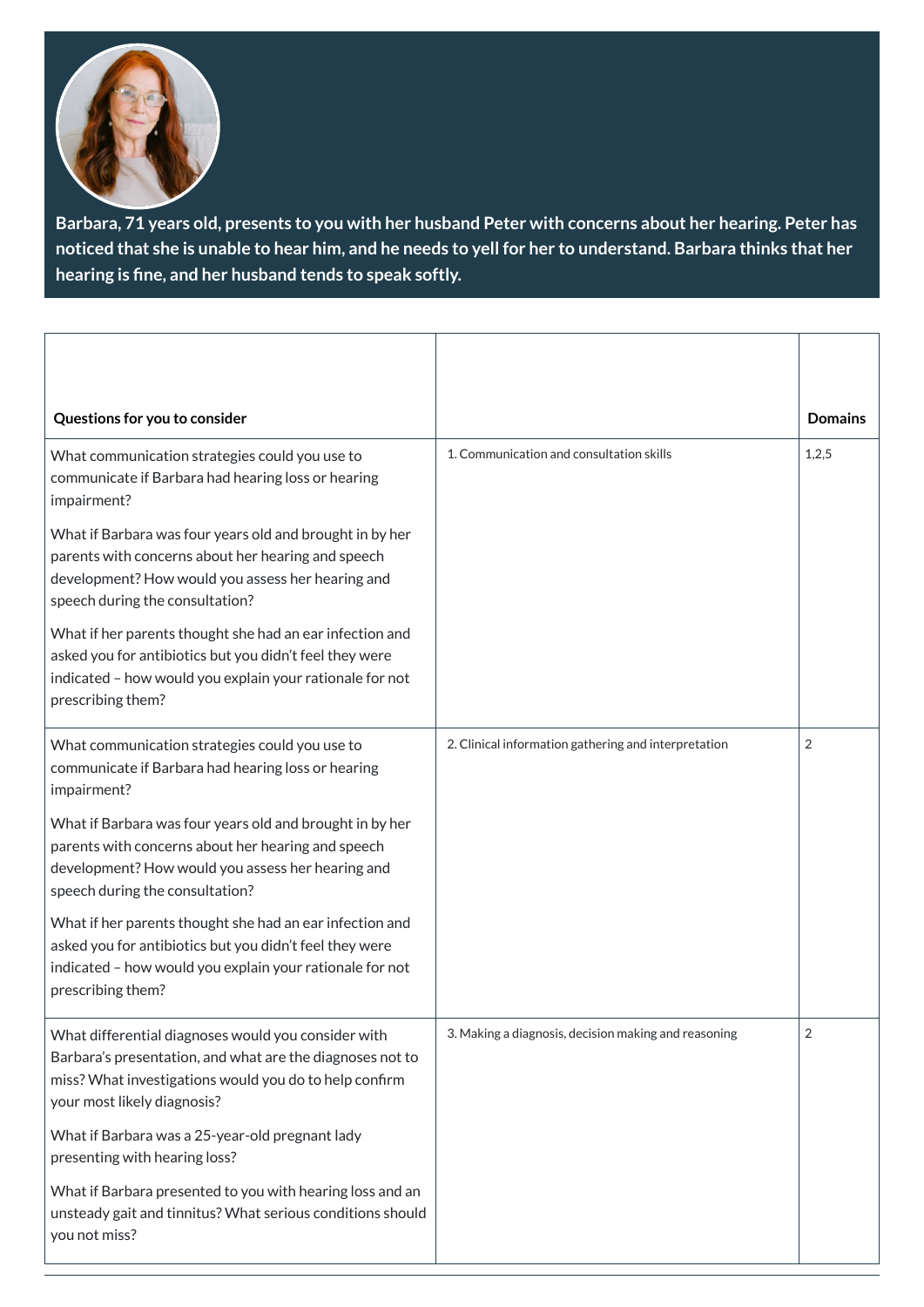**Barbara, 71 years old, presents to you with her husband Peter with concerns about her hearing. Peter has noticed that she is unable to hear him, and he needs to yell for her to understand. Barbara thinks that her hearing is fine, and her husband tends to speak softly.**

| Questions for you to consider | | Domains |
|---|---|---|
| What communication strategies could you use to communicate if Barbara had hearing loss or hearing impairment?<br><br>What if Barbara was four years old and brought in by her parents with concerns about her hearing and speech development? How would you assess her hearing and speech during the consultation?<br><br>What if her parents thought she had an ear infection and asked you for antibiotics but you didn't feel they were indicated – how would you explain your rationale for not prescribing them? | 1. Communication and consultation skills | 1,2,5 |
| What communication strategies could you use to communicate if Barbara had hearing loss or hearing impairment?<br><br>What if Barbara was four years old and brought in by her parents with concerns about her hearing and speech development? How would you assess her hearing and speech during the consultation?<br><br>What if her parents thought she had an ear infection and asked you for antibiotics but you didn't feel they were indicated – how would you explain your rationale for not prescribing them? | 2. Clinical information gathering and interpretation | 2 |
| What differential diagnoses would you consider with Barbara's presentation, and what are the diagnoses not to miss? What investigations would you do to help confirm your most likely diagnosis?<br><br>What if Barbara was a 25-year-old pregnant lady presenting with hearing loss?<br><br>What if Barbara presented to you with hearing loss and an unsteady gait and tinnitus? What serious conditions should you not miss? | 3. Making a diagnosis, decision making and reasoning | 2 |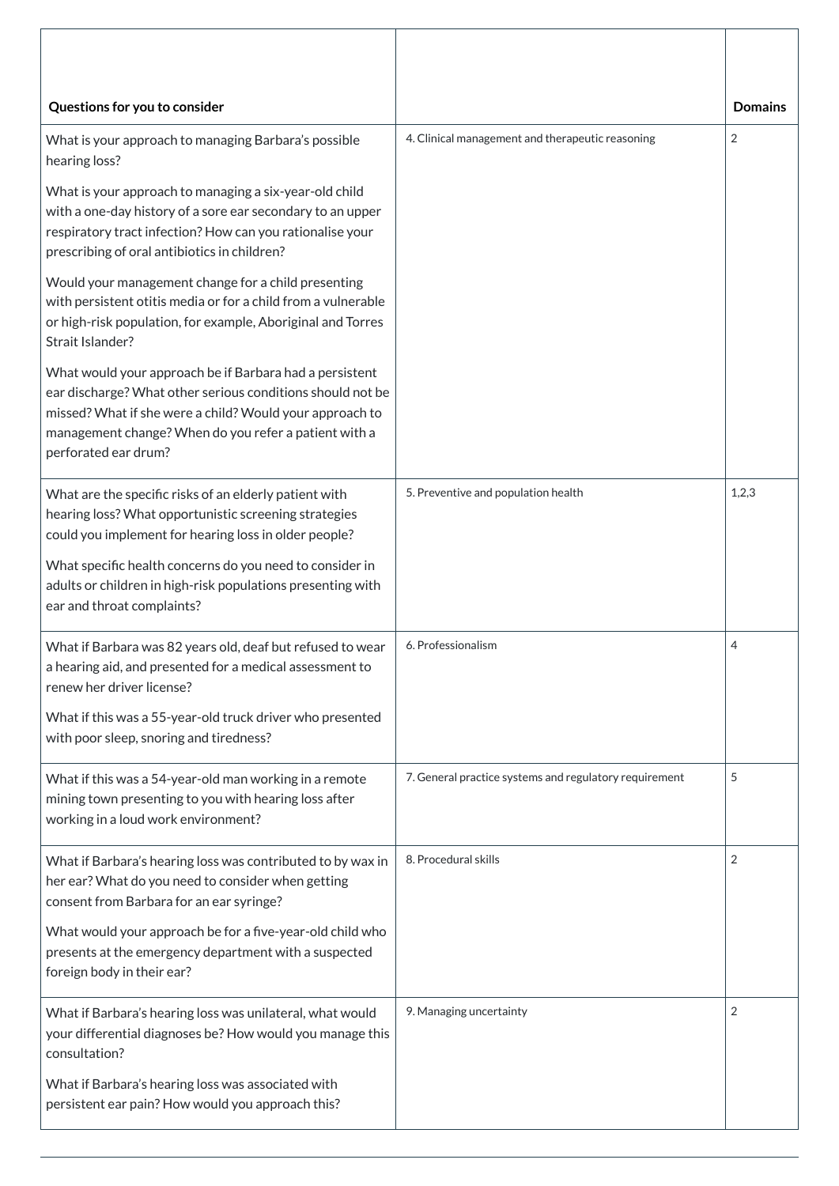| Questions for you to consider | | Domains |
|---|---|---|
| What is your approach to managing Barbara's possible hearing loss?<br><br>What is your approach to managing a six-year-old child with a one-day history of a sore ear secondary to an upper respiratory tract infection? How can you rationalise your prescribing of oral antibiotics in children?<br><br>Would your management change for a child presenting with persistent otitis media or for a child from a vulnerable or high-risk population, for example, Aboriginal and Torres Strait Islander?<br><br>What would your approach be if Barbara had a persistent ear discharge? What other serious conditions should not be missed? What if she were a child? Would your approach to management change? When do you refer a patient with a perforated ear drum? | 4. Clinical management and therapeutic reasoning | 2 |
| What are the specific risks of an elderly patient with hearing loss? What opportunistic screening strategies could you implement for hearing loss in older people?<br><br>What specific health concerns do you need to consider in adults or children in high-risk populations presenting with ear and throat complaints? | 5. Preventive and population health | 1,2,3 |
| What if Barbara was 82 years old, deaf but refused to wear a hearing aid, and presented for a medical assessment to renew her driver license?<br><br>What if this was a 55-year-old truck driver who presented with poor sleep, snoring and tiredness? | 6. Professionalism | 4 |
| What if this was a 54-year-old man working in a remote mining town presenting to you with hearing loss after working in a loud work environment? | 7. General practice systems and regulatory requirement | 5 |
| What if Barbara's hearing loss was contributed to by wax in her ear? What do you need to consider when getting consent from Barbara for an ear syringe?<br><br>What would your approach be for a five-year-old child who presents at the emergency department with a suspected foreign body in their ear? | 8. Procedural skills | 2 |
| What if Barbara's hearing loss was unilateral, what would your differential diagnoses be? How would you manage this consultation?<br><br>What if Barbara's hearing loss was associated with persistent ear pain? How would you approach this? | 9. Managing uncertainty | 2 |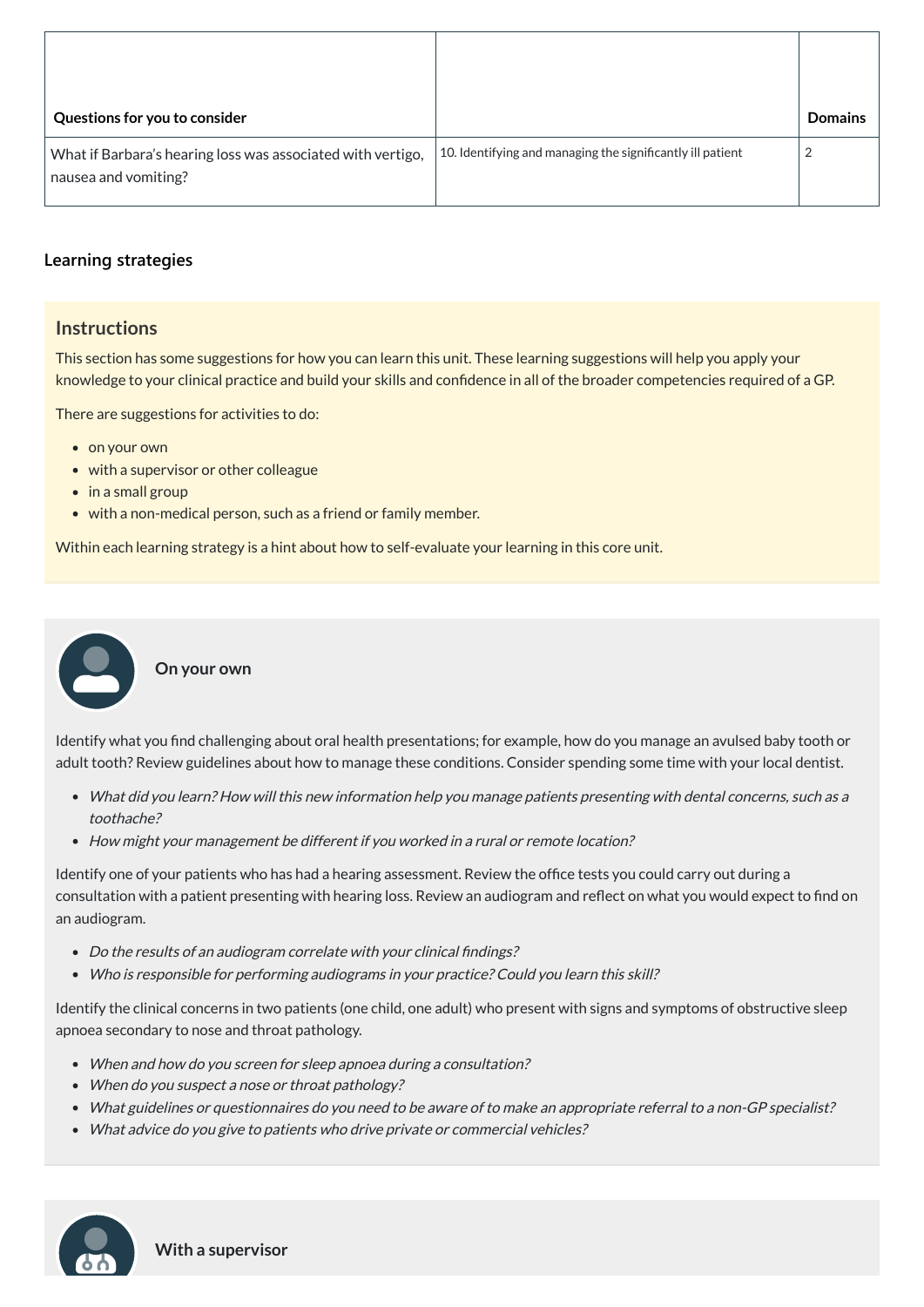| Questions for you to consider | | Domains |
|---|---|---|
| What if Barbara's hearing loss was associated with vertigo, nausea and vomiting? | 10. Identifying and managing the significantly ill patient | 2 |

### Learning strategies

#### Instructions

This section has some suggestions for how you can learn this unit. These learning suggestions will help you apply your knowledge to your clinical practice and build your skills and confidence in all of the broader competencies required of a GP.

There are suggestions for activities to do:

- on your own
- with a supervisor or other colleague
- in a small group
- with a non-medical person, such as a friend or family member.

Within each learning strategy is a hint about how to self-evaluate your learning in this core unit.

#### On your own

Identify what you find challenging about oral health presentations; for example, how do you manage an avulsed baby tooth or adult tooth? Review guidelines about how to manage these conditions. Consider spending some time with your local dentist.

- *What did you learn? How will this new information help you manage patients presenting with dental concerns, such as a toothache?*
- *How might your management be different if you worked in a rural or remote location?*

Identify one of your patients who has had a hearing assessment. Review the office tests you could carry out during a consultation with a patient presenting with hearing loss. Review an audiogram and reflect on what you would expect to find on an audiogram.

- *Do the results of an audiogram correlate with your clinical findings?*
- *Who is responsible for performing audiograms in your practice? Could you learn this skill?*

Identify the clinical concerns in two patients (one child, one adult) who present with signs and symptoms of obstructive sleep apnoea secondary to nose and throat pathology.

- *When and how do you screen for sleep apnoea during a consultation?*
- *When do you suspect a nose or throat pathology?*
- *What guidelines or questionnaires do you need to be aware of to make an appropriate referral to a non-GP specialist?*
- *What advice do you give to patients who drive private or commercial vehicles?*

#### With a supervisor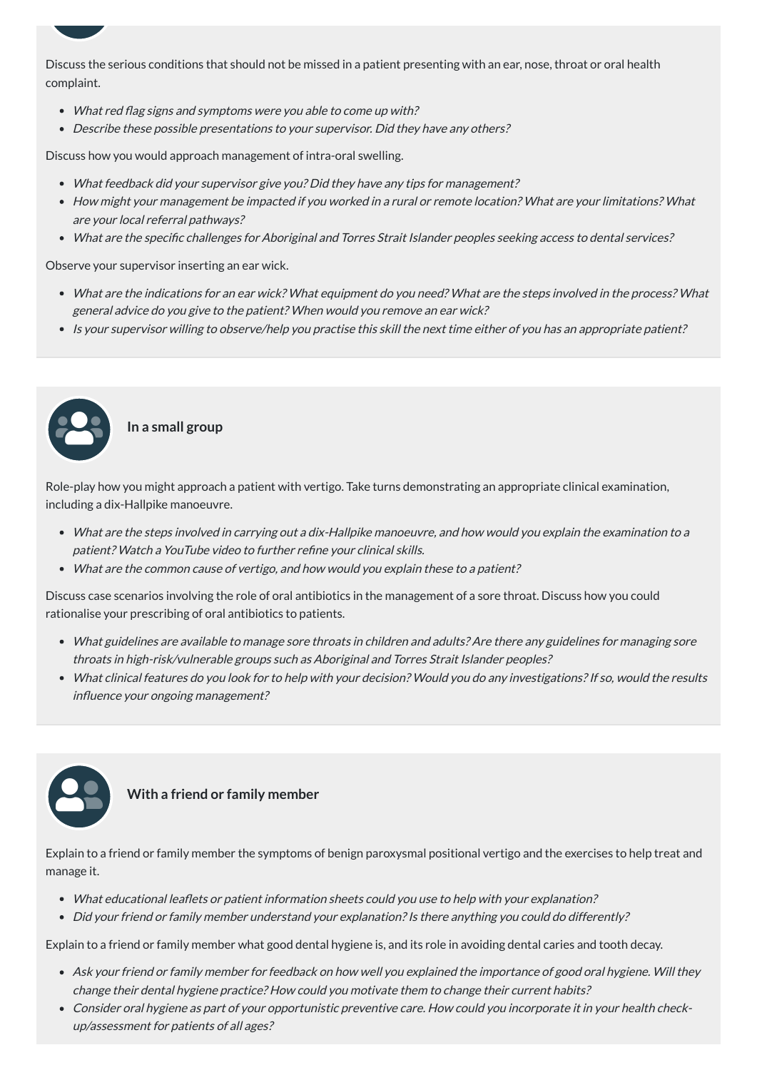Discuss the serious conditions that should not be missed in a patient presenting with an ear, nose, throat or oral health complaint.

- *What red flag signs and symptoms were you able to come up with?*
- *Describe these possible presentations to your supervisor. Did they have any others?*

Discuss how you would approach management of intra-oral swelling.

- *What feedback did your supervisor give you? Did they have any tips for management?*
- *How might your management be impacted if you worked in a rural or remote location? What are your limitations? What are your local referral pathways?*
- *What are the specific challenges for Aboriginal and Torres Strait Islander peoples seeking access to dental services?*

Observe your supervisor inserting an ear wick.

- *What are the indications for an ear wick? What equipment do you need? What are the steps involved in the process? What general advice do you give to the patient? When would you remove an ear wick?*
- *Is your supervisor willing to observe/help you practise this skill the next time either of you has an appropriate patient?*

### In a small group

Role-play how you might approach a patient with vertigo. Take turns demonstrating an appropriate clinical examination, including a dix-Hallpike manoeuvre.

- *What are the steps involved in carrying out a dix-Hallpike manoeuvre, and how would you explain the examination to a patient? Watch a YouTube video to further refine your clinical skills.*
- *What are the common cause of vertigo, and how would you explain these to a patient?*

Discuss case scenarios involving the role of oral antibiotics in the management of a sore throat. Discuss how you could rationalise your prescribing of oral antibiotics to patients.

- *What guidelines are available to manage sore throats in children and adults? Are there any guidelines for managing sore throats in high-risk/vulnerable groups such as Aboriginal and Torres Strait Islander peoples?*
- *What clinical features do you look for to help with your decision? Would you do any investigations? If so, would the results influence your ongoing management?*

### With a friend or family member

Explain to a friend or family member the symptoms of benign paroxysmal positional vertigo and the exercises to help treat and manage it.

- *What educational leaflets or patient information sheets could you use to help with your explanation?*
- *Did your friend or family member understand your explanation? Is there anything you could do differently?*

Explain to a friend or family member what good dental hygiene is, and its role in avoiding dental caries and tooth decay.

- *Ask your friend or family member for feedback on how well you explained the importance of good oral hygiene. Will they change their dental hygiene practice? How could you motivate them to change their current habits?*
- *Consider oral hygiene as part of your opportunistic preventive care. How could you incorporate it in your health check-up/assessment for patients of all ages?*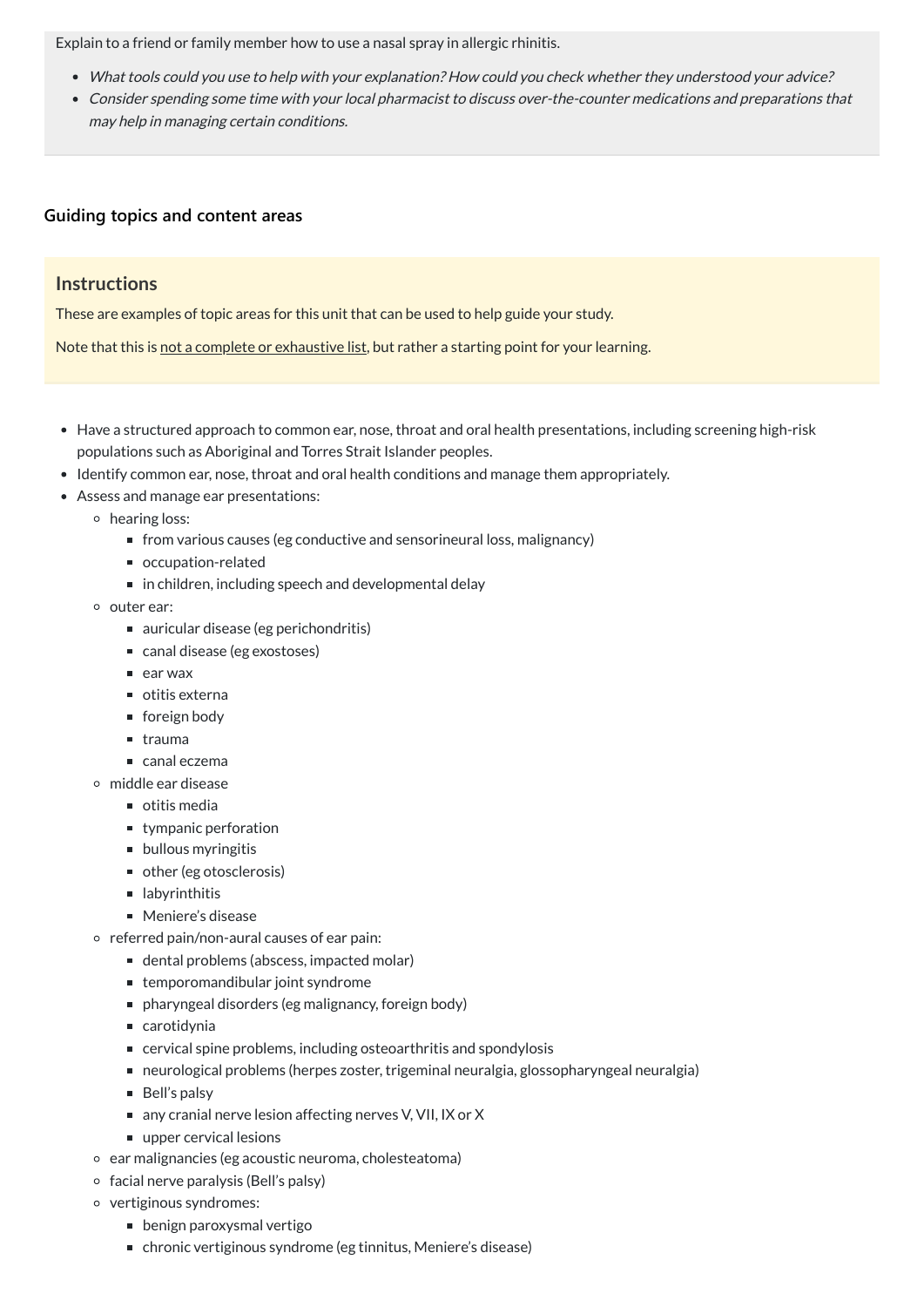Explain to a friend or family member how to use a nasal spray in allergic rhinitis.

- *What tools could you use to help with your explanation? How could you check whether they understood your advice?*
- *Consider spending some time with your local pharmacist to discuss over-the-counter medications and preparations that may help in managing certain conditions.*

### Guiding topics and content areas

## Instructions

These are examples of topic areas for this unit that can be used to help guide your study.

Note that this is not a complete or exhaustive list, but rather a starting point for your learning.

- Have a structured approach to common ear, nose, throat and oral health presentations, including screening high-risk populations such as Aboriginal and Torres Strait Islander peoples.
- Identify common ear, nose, throat and oral health conditions and manage them appropriately.
- Assess and manage ear presentations:
  - hearing loss:
    - from various causes (eg conductive and sensorineural loss, malignancy)
    - occupation-related
    - in children, including speech and developmental delay
  - outer ear:
    - auricular disease (eg perichondritis)
    - canal disease (eg exostoses)
    - ear wax
    - otitis externa
    - foreign body
    - trauma
    - canal eczema
  - middle ear disease
    - otitis media
    - tympanic perforation
    - bullous myringitis
    - other (eg otosclerosis)
    - labyrinthitis
    - Meniere's disease
  - referred pain/non-aural causes of ear pain:
    - dental problems (abscess, impacted molar)
    - temporomandibular joint syndrome
    - pharyngeal disorders (eg malignancy, foreign body)
    - carotidynia
    - cervical spine problems, including osteoarthritis and spondylosis
    - neurological problems (herpes zoster, trigeminal neuralgia, glossopharyngeal neuralgia)
    - Bell's palsy
    - any cranial nerve lesion affecting nerves V, VII, IX or X
    - upper cervical lesions
  - ear malignancies (eg acoustic neuroma, cholesteatoma)
  - facial nerve paralysis (Bell's palsy)
  - vertiginous syndromes:
    - benign paroxysmal vertigo
    - chronic vertiginous syndrome (eg tinnitus, Meniere's disease)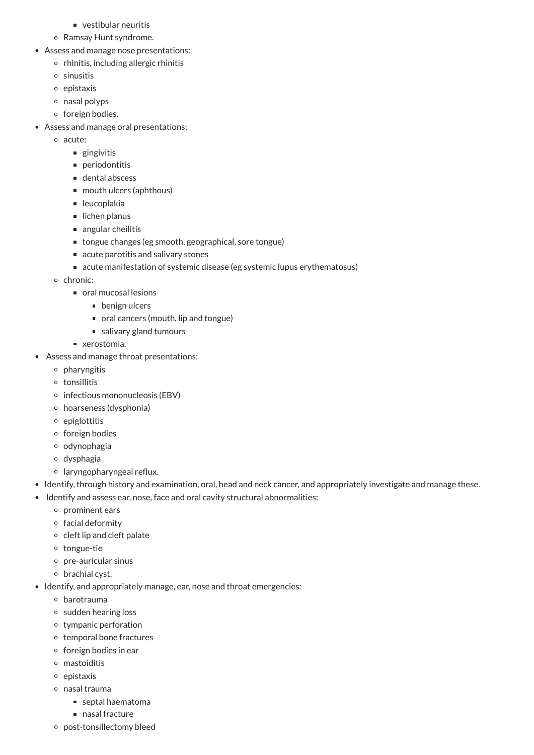- vestibular neuritis
    - Ramsay Hunt syndrome.
- Assess and manage nose presentations:
    - rhinitis, including allergic rhinitis
    - sinusitis
    - epistaxis
    - nasal polyps
    - foreign bodies.
- Assess and manage oral presentations:
    - acute:
        - gingivitis
        - periodontitis
        - dental abscess
        - mouth ulcers (aphthous)
        - leucoplakia
        - lichen planus
        - angular cheilitis
        - tongue changes (eg smooth, geographical, sore tongue)
        - acute parotitis and salivary stones
        - acute manifestation of systemic disease (eg systemic lupus erythematosus)
    - chronic:
        - oral mucosal lesions
            - benign ulcers
            - oral cancers (mouth, lip and tongue)
            - salivary gland tumours
        - xerostomia.
- Assess and manage throat presentations:
    - pharyngitis
    - tonsillitis
    - infectious mononucleosis (EBV)
    - hoarseness (dysphonia)
    - epiglottitis
    - foreign bodies
    - odynophagia
    - dysphagia
    - laryngopharyngeal reflux.
- Identify, through history and examination, oral, head and neck cancer, and appropriately investigate and manage these.
- Identify and assess ear, nose, face and oral cavity structural abnormalities:
    - prominent ears
    - facial deformity
    - cleft lip and cleft palate
    - tongue-tie
    - pre-auricular sinus
    - brachial cyst.
- Identify, and appropriately manage, ear, nose and throat emergencies:
    - barotrauma
    - sudden hearing loss
    - tympanic perforation
    - temporal bone fractures
    - foreign bodies in ear
    - mastoiditis
    - epistaxis
    - nasal trauma
        - septal haematoma
        - nasal fracture
    - post-tonsillectomy bleed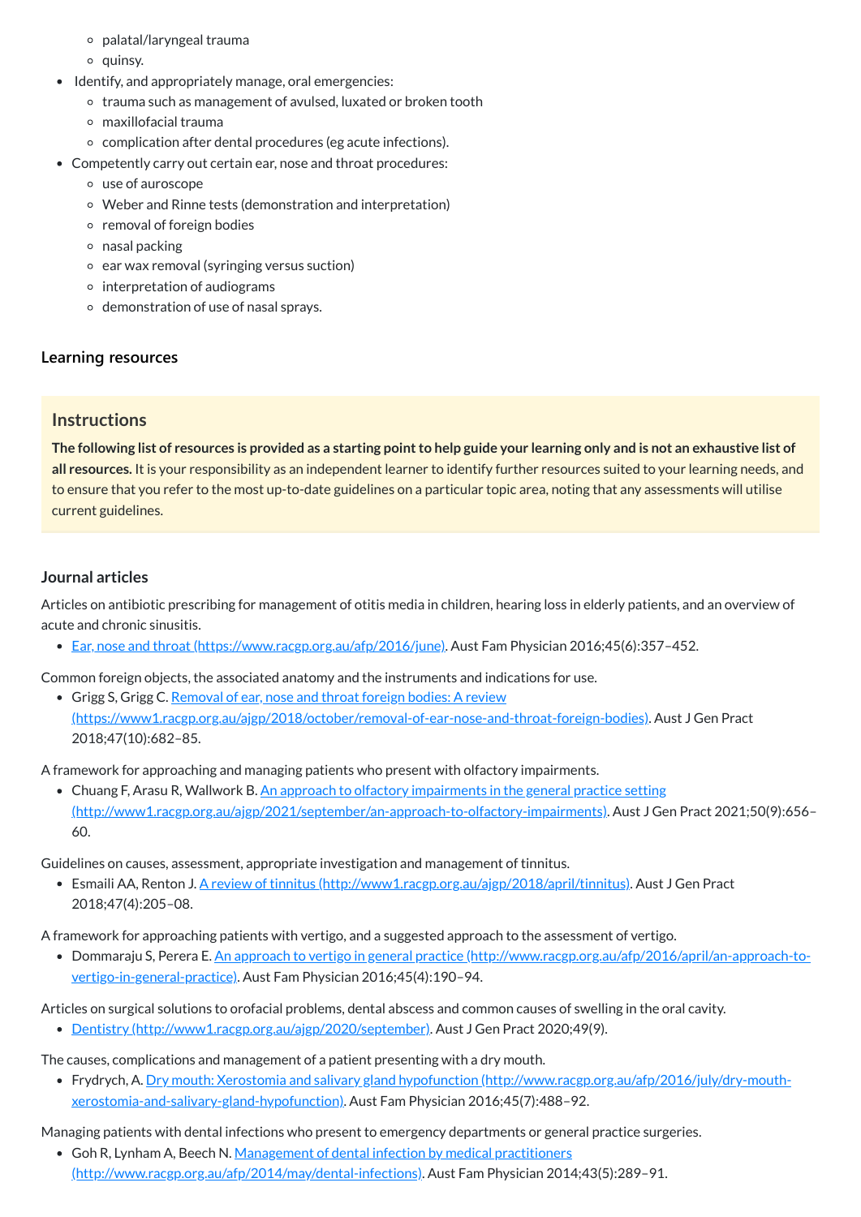- palatal/laryngeal trauma
    - quinsy.
- Identify, and appropriately manage, oral emergencies:
    - trauma such as management of avulsed, luxated or broken tooth
    - maxillofacial trauma
    - complication after dental procedures (eg acute infections).
- Competently carry out certain ear, nose and throat procedures:
    - use of auroscope
    - Weber and Rinne tests (demonstration and interpretation)
    - removal of foreign bodies
    - nasal packing
    - ear wax removal (syringing versus suction)
    - interpretation of audiograms
    - demonstration of use of nasal sprays.

### Learning resources

> **Instructions**
>
> **The following list of resources is provided as a starting point to help guide your learning only and is not an exhaustive list of all resources.** It is your responsibility as an independent learner to identify further resources suited to your learning needs, and to ensure that you refer to the most up-to-date guidelines on a particular topic area, noting that any assessments will utilise current guidelines.

### Journal articles

Articles on antibiotic prescribing for management of otitis media in children, hearing loss in elderly patients, and an overview of acute and chronic sinusitis.

- [Ear, nose and throat (https://www.racgp.org.au/afp/2016/june)](https://www.racgp.org.au/afp/2016/june). Aust Fam Physician 2016;45(6):357–452.

Common foreign objects, the associated anatomy and the instruments and indications for use.

- Grigg S, Grigg C. [Removal of ear, nose and throat foreign bodies: A review (https://www1.racgp.org.au/ajgp/2018/october/removal-of-ear-nose-and-throat-foreign-bodies)](https://www1.racgp.org.au/ajgp/2018/october/removal-of-ear-nose-and-throat-foreign-bodies). Aust J Gen Pract 2018;47(10):682–85.

A framework for approaching and managing patients who present with olfactory impairments.

- Chuang F, Arasu R, Wallwork B. [An approach to olfactory impairments in the general practice setting (http://www1.racgp.org.au/ajgp/2021/september/an-approach-to-olfactory-impairments)](http://www1.racgp.org.au/ajgp/2021/september/an-approach-to-olfactory-impairments). Aust J Gen Pract 2021;50(9):656–60.

Guidelines on causes, assessment, appropriate investigation and management of tinnitus.

- Esmaili AA, Renton J. [A review of tinnitus (http://www1.racgp.org.au/ajgp/2018/april/tinnitus)](http://www1.racgp.org.au/ajgp/2018/april/tinnitus). Aust J Gen Pract 2018;47(4):205–08.

A framework for approaching patients with vertigo, and a suggested approach to the assessment of vertigo.

- Dommaraju S, Perera E. [An approach to vertigo in general practice (http://www.racgp.org.au/afp/2016/april/an-approach-to-vertigo-in-general-practice)](http://www.racgp.org.au/afp/2016/april/an-approach-to-vertigo-in-general-practice). Aust Fam Physician 2016;45(4):190–94.

Articles on surgical solutions to orofacial problems, dental abscess and common causes of swelling in the oral cavity.

- [Dentistry (http://www1.racgp.org.au/ajgp/2020/september)](http://www1.racgp.org.au/ajgp/2020/september). Aust J Gen Pract 2020;49(9).

The causes, complications and management of a patient presenting with a dry mouth.

- Frydrych, A. [Dry mouth: Xerostomia and salivary gland hypofunction (http://www.racgp.org.au/afp/2016/july/dry-mouth-xerostomia-and-salivary-gland-hypofunction)](http://www.racgp.org.au/afp/2016/july/dry-mouth-xerostomia-and-salivary-gland-hypofunction). Aust Fam Physician 2016;45(7):488–92.

Managing patients with dental infections who present to emergency departments or general practice surgeries.

- Goh R, Lynham A, Beech N. [Management of dental infection by medical practitioners (http://www.racgp.org.au/afp/2014/may/dental-infections)](http://www.racgp.org.au/afp/2014/may/dental-infections). Aust Fam Physician 2014;43(5):289–91.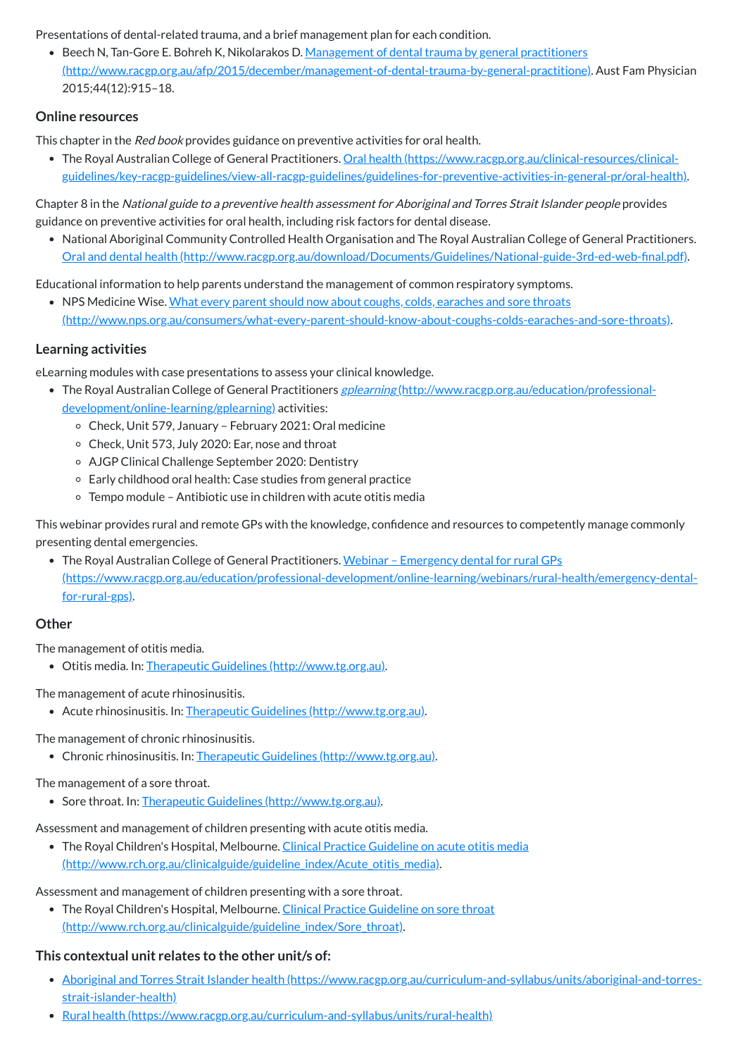Presentations of dental-related trauma, and a brief management plan for each condition.

- Beech N, Tan-Gore E. Bohreh K, Nikolarakos D. [Management of dental trauma by general practitioners (http://www.racgp.org.au/afp/2015/december/management-of-dental-trauma-by-general-practitione)](http://www.racgp.org.au/afp/2015/december/management-of-dental-trauma-by-general-practitione). Aust Fam Physician 2015;44(12):915–18.

## Online resources

This chapter in the *Red book* provides guidance on preventive activities for oral health.

- The Royal Australian College of General Practitioners. [Oral health (https://www.racgp.org.au/clinical-resources/clinical-guidelines/key-racgp-guidelines/view-all-racgp-guidelines/guidelines-for-preventive-activities-in-general-pr/oral-health)](https://www.racgp.org.au/clinical-resources/clinical-guidelines/key-racgp-guidelines/view-all-racgp-guidelines/guidelines-for-preventive-activities-in-general-pr/oral-health).

Chapter 8 in the *National guide to a preventive health assessment for Aboriginal and Torres Strait Islander people* provides guidance on preventive activities for oral health, including risk factors for dental disease.

- National Aboriginal Community Controlled Health Organisation and The Royal Australian College of General Practitioners. [Oral and dental health (http://www.racgp.org.au/download/Documents/Guidelines/National-guide-3rd-ed-web-final.pdf)](http://www.racgp.org.au/download/Documents/Guidelines/National-guide-3rd-ed-web-final.pdf).

Educational information to help parents understand the management of common respiratory symptoms.

- NPS Medicine Wise. [What every parent should now about coughs, colds, earaches and sore throats (http://www.nps.org.au/consumers/what-every-parent-should-know-about-coughs-colds-earaches-and-sore-throats)](http://www.nps.org.au/consumers/what-every-parent-should-know-about-coughs-colds-earaches-and-sore-throats).

## Learning activities

eLearning modules with case presentations to assess your clinical knowledge.

- The Royal Australian College of General Practitioners [*gplearning* (http://www.racgp.org.au/education/professional-development/online-learning/gplearning)](http://www.racgp.org.au/education/professional-development/online-learning/gplearning) activities:
  - Check, Unit 579, January – February 2021: Oral medicine
  - Check, Unit 573, July 2020: Ear, nose and throat
  - AJGP Clinical Challenge September 2020: Dentistry
  - Early childhood oral health: Case studies from general practice
  - Tempo module – Antibiotic use in children with acute otitis media

This webinar provides rural and remote GPs with the knowledge, confidence and resources to competently manage commonly presenting dental emergencies.

- The Royal Australian College of General Practitioners. [Webinar – Emergency dental for rural GPs (https://www.racgp.org.au/education/professional-development/online-learning/webinars/rural-health/emergency-dental-for-rural-gps)](https://www.racgp.org.au/education/professional-development/online-learning/webinars/rural-health/emergency-dental-for-rural-gps).

## Other

The management of otitis media.

- Otitis media. In: [Therapeutic Guidelines (http://www.tg.org.au)](http://www.tg.org.au).

The management of acute rhinosinusitis.

- Acute rhinosinusitis. In: [Therapeutic Guidelines (http://www.tg.org.au)](http://www.tg.org.au).

The management of chronic rhinosinusitis.

- Chronic rhinosinusitis. In: [Therapeutic Guidelines (http://www.tg.org.au)](http://www.tg.org.au).

The management of a sore throat.

- Sore throat. In: [Therapeutic Guidelines (http://www.tg.org.au)](http://www.tg.org.au).

Assessment and management of children presenting with acute otitis media.

- The Royal Children's Hospital, Melbourne. [Clinical Practice Guideline on acute otitis media (http://www.rch.org.au/clinicalguide/guideline_index/Acute_otitis_media)](http://www.rch.org.au/clinicalguide/guideline_index/Acute_otitis_media).

Assessment and management of children presenting with a sore throat.

- The Royal Children's Hospital, Melbourne. [Clinical Practice Guideline on sore throat (http://www.rch.org.au/clinicalguide/guideline_index/Sore_throat)](http://www.rch.org.au/clinicalguide/guideline_index/Sore_throat).

## This contextual unit relates to the other unit/s of:

- [Aboriginal and Torres Strait Islander health (https://www.racgp.org.au/curriculum-and-syllabus/units/aboriginal-and-torres-strait-islander-health)](https://www.racgp.org.au/curriculum-and-syllabus/units/aboriginal-and-torres-strait-islander-health)
- [Rural health (https://www.racgp.org.au/curriculum-and-syllabus/units/rural-health)](https://www.racgp.org.au/curriculum-and-syllabus/units/rural-health)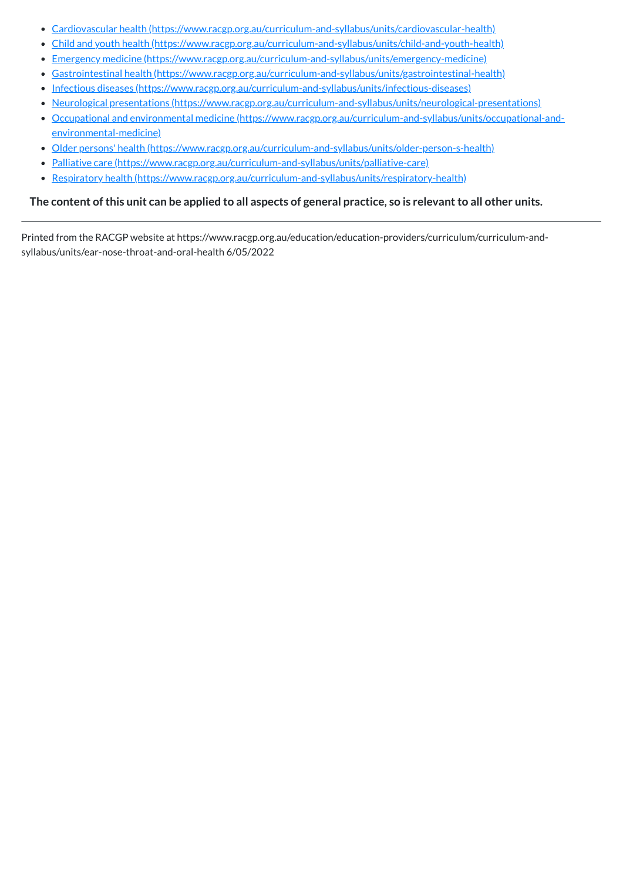- [Cardiovascular health (https://www.racgp.org.au/curriculum-and-syllabus/units/cardiovascular-health)](https://www.racgp.org.au/curriculum-and-syllabus/units/cardiovascular-health)
- [Child and youth health (https://www.racgp.org.au/curriculum-and-syllabus/units/child-and-youth-health)](https://www.racgp.org.au/curriculum-and-syllabus/units/child-and-youth-health)
- [Emergency medicine (https://www.racgp.org.au/curriculum-and-syllabus/units/emergency-medicine)](https://www.racgp.org.au/curriculum-and-syllabus/units/emergency-medicine)
- [Gastrointestinal health (https://www.racgp.org.au/curriculum-and-syllabus/units/gastrointestinal-health)](https://www.racgp.org.au/curriculum-and-syllabus/units/gastrointestinal-health)
- [Infectious diseases (https://www.racgp.org.au/curriculum-and-syllabus/units/infectious-diseases)](https://www.racgp.org.au/curriculum-and-syllabus/units/infectious-diseases)
- [Neurological presentations (https://www.racgp.org.au/curriculum-and-syllabus/units/neurological-presentations)](https://www.racgp.org.au/curriculum-and-syllabus/units/neurological-presentations)
- [Occupational and environmental medicine (https://www.racgp.org.au/curriculum-and-syllabus/units/occupational-and-environmental-medicine)](https://www.racgp.org.au/curriculum-and-syllabus/units/occupational-and-environmental-medicine)
- [Older persons' health (https://www.racgp.org.au/curriculum-and-syllabus/units/older-person-s-health)](https://www.racgp.org.au/curriculum-and-syllabus/units/older-person-s-health)
- [Palliative care (https://www.racgp.org.au/curriculum-and-syllabus/units/palliative-care)](https://www.racgp.org.au/curriculum-and-syllabus/units/palliative-care)
- [Respiratory health (https://www.racgp.org.au/curriculum-and-syllabus/units/respiratory-health)](https://www.racgp.org.au/curriculum-and-syllabus/units/respiratory-health)

**The content of this unit can be applied to all aspects of general practice, so is relevant to all other units.**

---

Printed from the RACGP website at https://www.racgp.org.au/education/education-providers/curriculum/curriculum-and-syllabus/units/ear-nose-throat-and-oral-health 6/05/2022